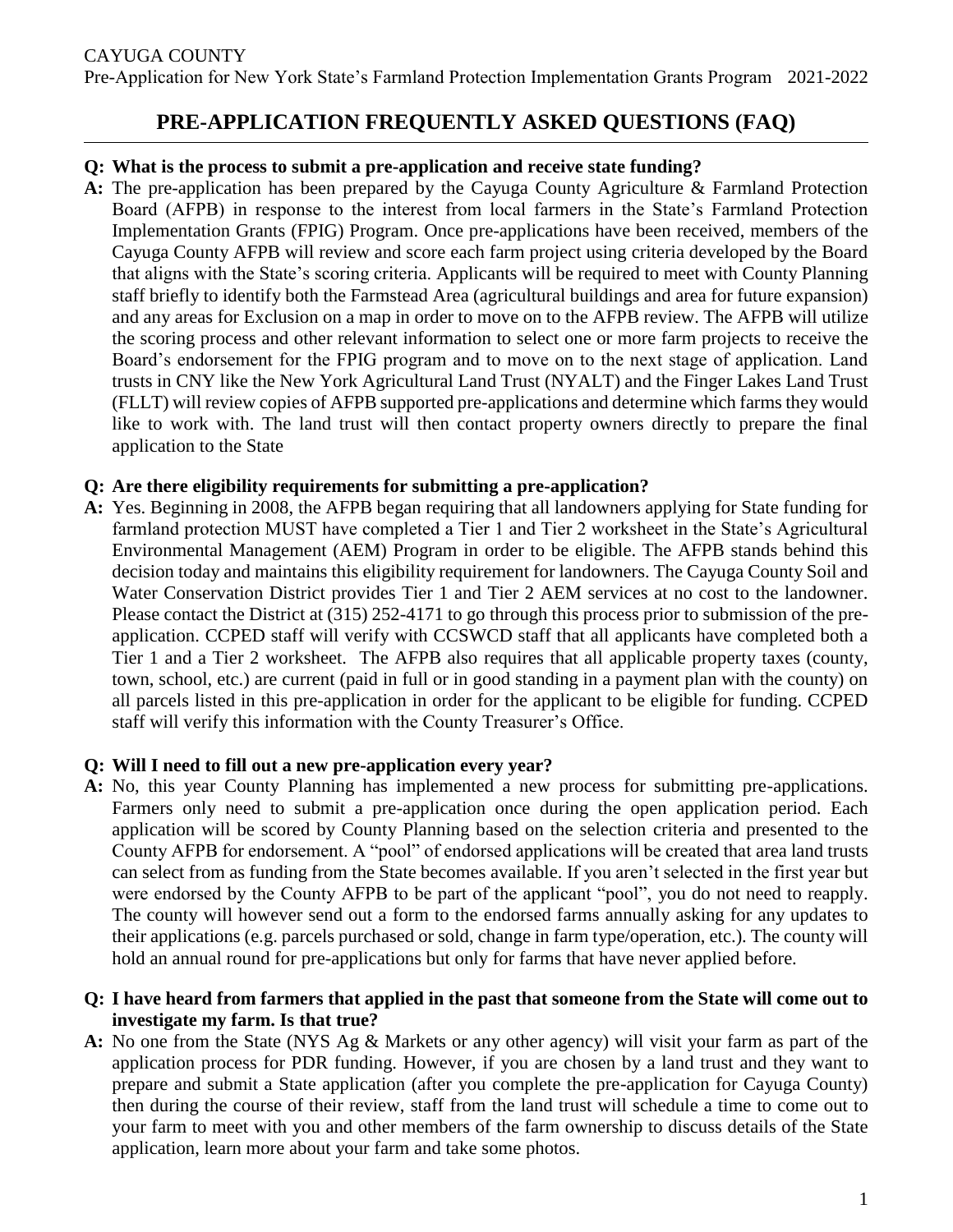CAYUGA COUNTY

Pre-Application for New York State's Farmland Protection Implementation Grants Program 2021-2022

# PRE-APPLICATION FREQUENTLY ASKED QUESTIONS (FAQ)

**Q: What is the process to submit a pre-application and receive state funding?**

**A:** The pre-application has been prepared by the Cayuga County Agriculture & Farmland Protection Board (AFPB) in response to the interest from local farmers in the State's Farmland Protection Implementation Grants (FPIG) Program. Once pre-applications have been received, members of the Cayuga County AFPB will review and score each farm project using criteria developed by the Board that aligns with the State's scoring criteria. Applicants will be required to meet with County Planning staff briefly to identify both the Farmstead Area (agricultural buildings and area for future expansion) and any areas for Exclusion on a map in order to move on to the AFPB review. The AFPB will utilize the scoring process and other relevant information to select one or more farm projects to receive the Board's endorsement for the FPIG program and to move on to the next stage of application. Land trusts in CNY like the New York Agricultural Land Trust (NYALT) and the Finger Lakes Land Trust (FLLT) will review copies of AFPB supported pre-applications and determine which farms they would like to work with. The land trust will then contact property owners directly to prepare the final application to the State

**Q: Are there eligibility requirements for submitting a pre-application?**

**A:** Yes. Beginning in 2008, the AFPB began requiring that all landowners applying for State funding for farmland protection MUST have completed a Tier 1 and Tier 2 worksheet in the State's Agricultural Environmental Management (AEM) Program in order to be eligible. The AFPB stands behind this decision today and maintains this eligibility requirement for landowners. The Cayuga County Soil and Water Conservation District provides Tier 1 and Tier 2 AEM services at no cost to the landowner. Please contact the District at (315) 252-4171 to go through this process prior to submission of the pre-application. CCPED staff will verify with CCSWCD staff that all applicants have completed both a Tier 1 and a Tier 2 worksheet. The AFPB also requires that all applicable property taxes (county, town, school, etc.) are current (paid in full or in good standing in a payment plan with the county) on all parcels listed in this pre-application in order for the applicant to be eligible for funding. CCPED staff will verify this information with the County Treasurer's Office.

**Q: Will I need to fill out a new pre-application every year?**

**A:** No, this year County Planning has implemented a new process for submitting pre-applications. Farmers only need to submit a pre-application once during the open application period. Each application will be scored by County Planning based on the selection criteria and presented to the County AFPB for endorsement. A "pool" of endorsed applications will be created that area land trusts can select from as funding from the State becomes available. If you aren't selected in the first year but were endorsed by the County AFPB to be part of the applicant "pool", you do not need to reapply. The county will however send out a form to the endorsed farms annually asking for any updates to their applications (e.g. parcels purchased or sold, change in farm type/operation, etc.). The county will hold an annual round for pre-applications but only for farms that have never applied before.

**Q: I have heard from farmers that applied in the past that someone from the State will come out to investigate my farm. Is that true?**

**A:** No one from the State (NYS Ag & Markets or any other agency) will visit your farm as part of the application process for PDR funding. However, if you are chosen by a land trust and they want to prepare and submit a State application (after you complete the pre-application for Cayuga County) then during the course of their review, staff from the land trust will schedule a time to come out to your farm to meet with you and other members of the farm ownership to discuss details of the State application, learn more about your farm and take some photos.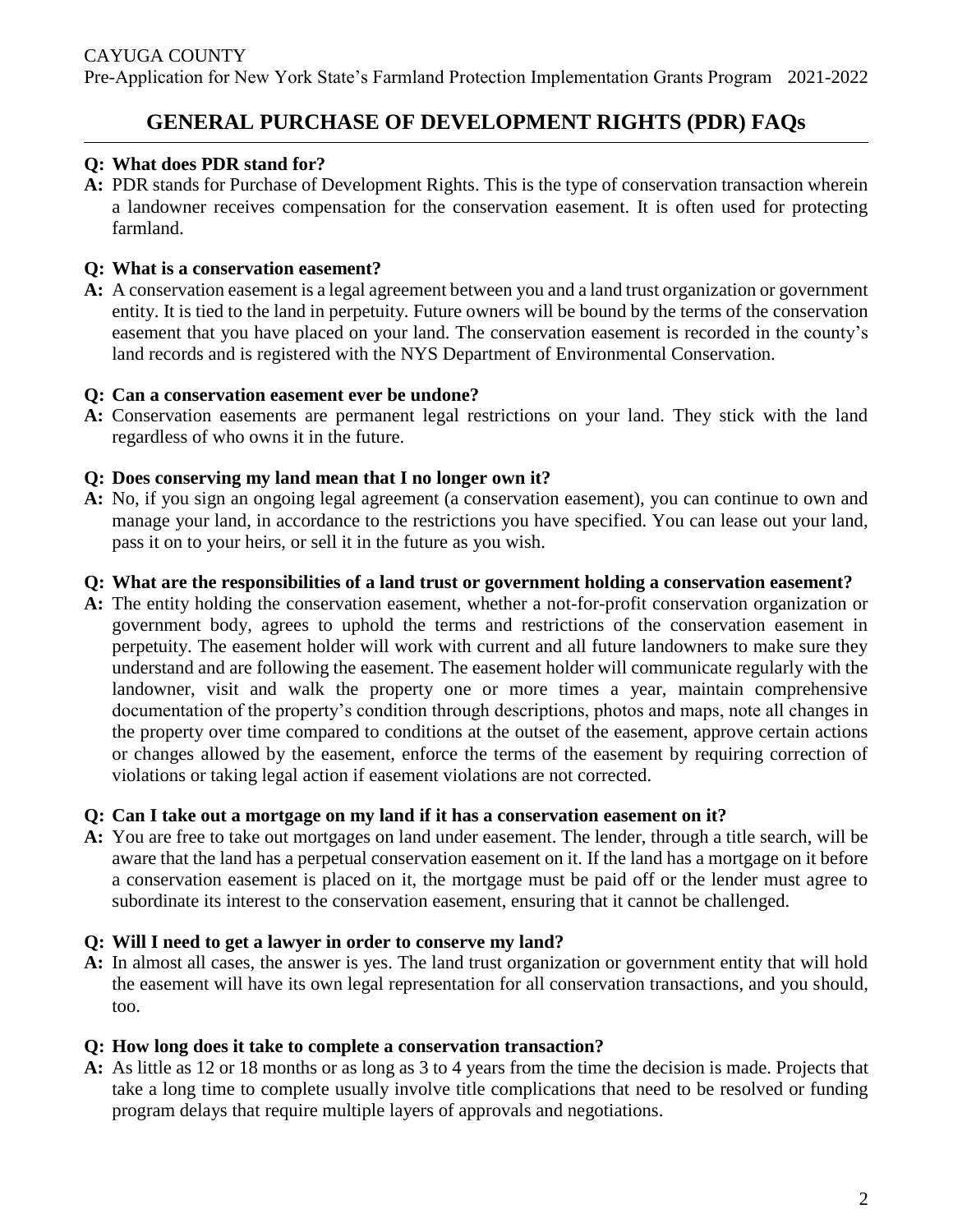# GENERAL PURCHASE OF DEVELOPMENT RIGHTS (PDR) FAQs

**Q: What does PDR stand for?**

**A:** PDR stands for Purchase of Development Rights. This is the type of conservation transaction wherein a landowner receives compensation for the conservation easement. It is often used for protecting farmland.

**Q: What is a conservation easement?**

**A:** A conservation easement is a legal agreement between you and a land trust organization or government entity. It is tied to the land in perpetuity. Future owners will be bound by the terms of the conservation easement that you have placed on your land. The conservation easement is recorded in the county's land records and is registered with the NYS Department of Environmental Conservation.

**Q: Can a conservation easement ever be undone?**

**A:** Conservation easements are permanent legal restrictions on your land. They stick with the land regardless of who owns it in the future.

**Q: Does conserving my land mean that I no longer own it?**

**A:** No, if you sign an ongoing legal agreement (a conservation easement), you can continue to own and manage your land, in accordance to the restrictions you have specified. You can lease out your land, pass it on to your heirs, or sell it in the future as you wish.

**Q: What are the responsibilities of a land trust or government holding a conservation easement?**

**A:** The entity holding the conservation easement, whether a not-for-profit conservation organization or government body, agrees to uphold the terms and restrictions of the conservation easement in perpetuity. The easement holder will work with current and all future landowners to make sure they understand and are following the easement. The easement holder will communicate regularly with the landowner, visit and walk the property one or more times a year, maintain comprehensive documentation of the property's condition through descriptions, photos and maps, note all changes in the property over time compared to conditions at the outset of the easement, approve certain actions or changes allowed by the easement, enforce the terms of the easement by requiring correction of violations or taking legal action if easement violations are not corrected.

**Q: Can I take out a mortgage on my land if it has a conservation easement on it?**

**A:** You are free to take out mortgages on land under easement. The lender, through a title search, will be aware that the land has a perpetual conservation easement on it. If the land has a mortgage on it before a conservation easement is placed on it, the mortgage must be paid off or the lender must agree to subordinate its interest to the conservation easement, ensuring that it cannot be challenged.

**Q: Will I need to get a lawyer in order to conserve my land?**

**A:** In almost all cases, the answer is yes. The land trust organization or government entity that will hold the easement will have its own legal representation for all conservation transactions, and you should, too.

**Q: How long does it take to complete a conservation transaction?**

**A:** As little as 12 or 18 months or as long as 3 to 4 years from the time the decision is made. Projects that take a long time to complete usually involve title complications that need to be resolved or funding program delays that require multiple layers of approvals and negotiations.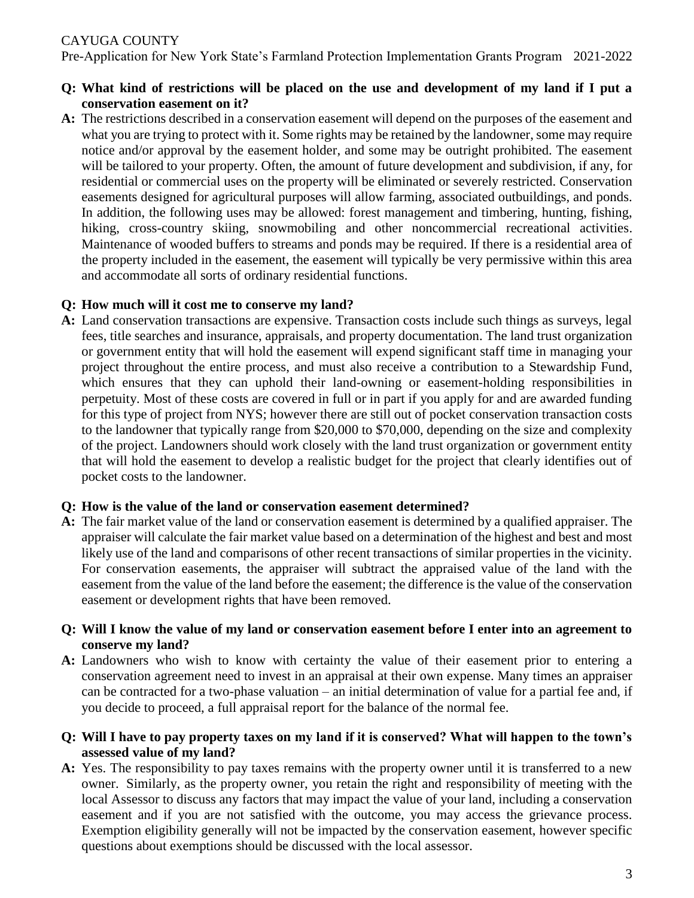**Q: What kind of restrictions will be placed on the use and development of my land if I put a conservation easement on it?**

**A:** The restrictions described in a conservation easement will depend on the purposes of the easement and what you are trying to protect with it. Some rights may be retained by the landowner, some may require notice and/or approval by the easement holder, and some may be outright prohibited. The easement will be tailored to your property. Often, the amount of future development and subdivision, if any, for residential or commercial uses on the property will be eliminated or severely restricted. Conservation easements designed for agricultural purposes will allow farming, associated outbuildings, and ponds. In addition, the following uses may be allowed: forest management and timbering, hunting, fishing, hiking, cross-country skiing, snowmobiling and other noncommercial recreational activities. Maintenance of wooded buffers to streams and ponds may be required. If there is a residential area of the property included in the easement, the easement will typically be very permissive within this area and accommodate all sorts of ordinary residential functions.

**Q: How much will it cost me to conserve my land?**

**A:** Land conservation transactions are expensive. Transaction costs include such things as surveys, legal fees, title searches and insurance, appraisals, and property documentation. The land trust organization or government entity that will hold the easement will expend significant staff time in managing your project throughout the entire process, and must also receive a contribution to a Stewardship Fund, which ensures that they can uphold their land-owning or easement-holding responsibilities in perpetuity. Most of these costs are covered in full or in part if you apply for and are awarded funding for this type of project from NYS; however there are still out of pocket conservation transaction costs to the landowner that typically range from $20,000 to $70,000, depending on the size and complexity of the project. Landowners should work closely with the land trust organization or government entity that will hold the easement to develop a realistic budget for the project that clearly identifies out of pocket costs to the landowner.

**Q: How is the value of the land or conservation easement determined?**

**A:** The fair market value of the land or conservation easement is determined by a qualified appraiser. The appraiser will calculate the fair market value based on a determination of the highest and best and most likely use of the land and comparisons of other recent transactions of similar properties in the vicinity. For conservation easements, the appraiser will subtract the appraised value of the land with the easement from the value of the land before the easement; the difference is the value of the conservation easement or development rights that have been removed.

**Q: Will I know the value of my land or conservation easement before I enter into an agreement to conserve my land?**

**A:** Landowners who wish to know with certainty the value of their easement prior to entering a conservation agreement need to invest in an appraisal at their own expense. Many times an appraiser can be contracted for a two-phase valuation – an initial determination of value for a partial fee and, if you decide to proceed, a full appraisal report for the balance of the normal fee.

**Q: Will I have to pay property taxes on my land if it is conserved? What will happen to the town's assessed value of my land?**

**A:** Yes. The responsibility to pay taxes remains with the property owner until it is transferred to a new owner. Similarly, as the property owner, you retain the right and responsibility of meeting with the local Assessor to discuss any factors that may impact the value of your land, including a conservation easement and if you are not satisfied with the outcome, you may access the grievance process. Exemption eligibility generally will not be impacted by the conservation easement, however specific questions about exemptions should be discussed with the local assessor.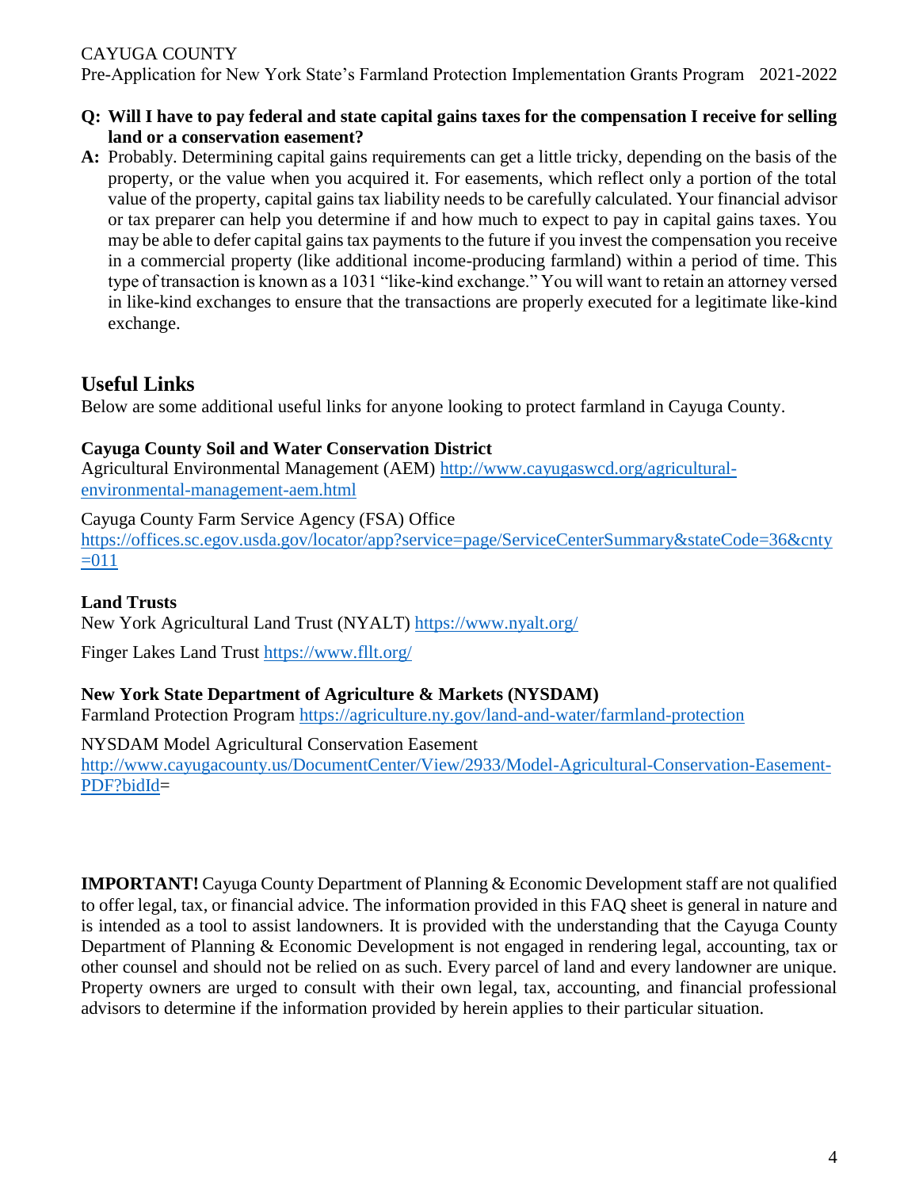**Q: Will I have to pay federal and state capital gains taxes for the compensation I receive for selling land or a conservation easement?**

**A:** Probably. Determining capital gains requirements can get a little tricky, depending on the basis of the property, or the value when you acquired it. For easements, which reflect only a portion of the total value of the property, capital gains tax liability needs to be carefully calculated. Your financial advisor or tax preparer can help you determine if and how much to expect to pay in capital gains taxes. You may be able to defer capital gains tax payments to the future if you invest the compensation you receive in a commercial property (like additional income-producing farmland) within a period of time. This type of transaction is known as a 1031 "like-kind exchange." You will want to retain an attorney versed in like-kind exchanges to ensure that the transactions are properly executed for a legitimate like-kind exchange.

## Useful Links

Below are some additional useful links for anyone looking to protect farmland in Cayuga County.

**Cayuga County Soil and Water Conservation District**

Agricultural Environmental Management (AEM) http://www.cayugaswcd.org/agricultural-environmental-management-aem.html

Cayuga County Farm Service Agency (FSA) Office
https://offices.sc.egov.usda.gov/locator/app?service=page/ServiceCenterSummary&stateCode=36&cnty=011

**Land Trusts**

New York Agricultural Land Trust (NYALT) https://www.nyalt.org/

Finger Lakes Land Trust https://www.fllt.org/

**New York State Department of Agriculture & Markets (NYSDAM)**

Farmland Protection Program https://agriculture.ny.gov/land-and-water/farmland-protection

NYSDAM Model Agricultural Conservation Easement
http://www.cayugacounty.us/DocumentCenter/View/2933/Model-Agricultural-Conservation-Easement-PDF?bidId=

**IMPORTANT!** Cayuga County Department of Planning & Economic Development staff are not qualified to offer legal, tax, or financial advice. The information provided in this FAQ sheet is general in nature and is intended as a tool to assist landowners. It is provided with the understanding that the Cayuga County Department of Planning & Economic Development is not engaged in rendering legal, accounting, tax or other counsel and should not be relied on as such. Every parcel of land and every landowner are unique. Property owners are urged to consult with their own legal, tax, accounting, and financial professional advisors to determine if the information provided by herein applies to their particular situation.